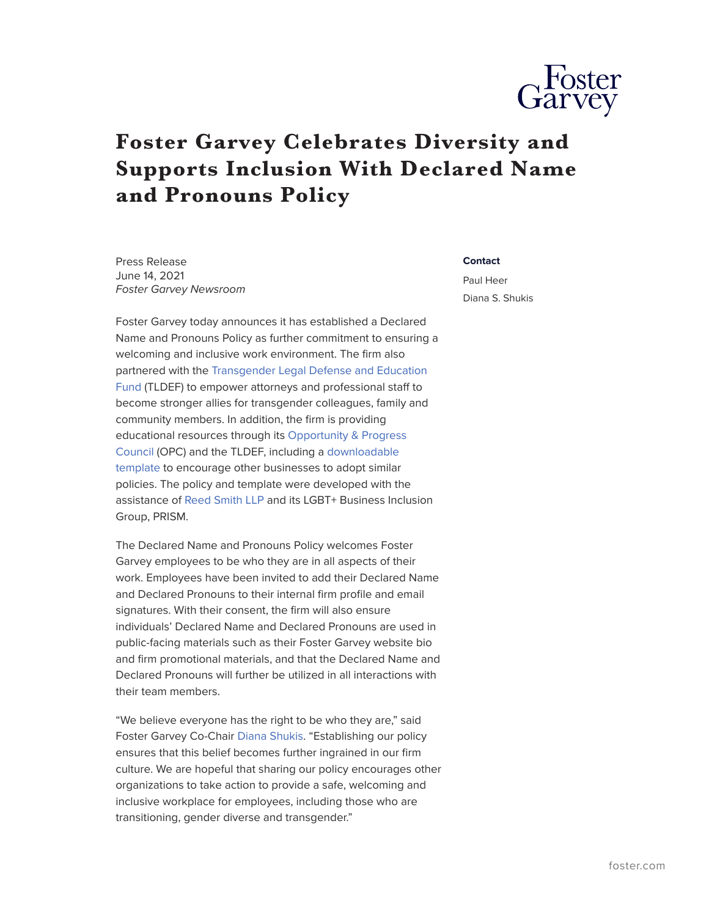# Foster Garvey Celebrates Diversity and Supports Inclusion With Declared Name and Pronouns Policy

Press Release
June 14, 2021
*Foster Garvey Newsroom*

**Contact**

Paul Heer

Diana S. Shukis

Foster Garvey today announces it has established a Declared Name and Pronouns Policy as further commitment to ensuring a welcoming and inclusive work environment. The firm also partnered with the Transgender Legal Defense and Education Fund (TLDEF) to empower attorneys and professional staff to become stronger allies for transgender colleagues, family and community members. In addition, the firm is providing educational resources through its Opportunity & Progress Council (OPC) and the TLDEF, including a downloadable template to encourage other businesses to adopt similar policies. The policy and template were developed with the assistance of Reed Smith LLP and its LGBT+ Business Inclusion Group, PRISM.

The Declared Name and Pronouns Policy welcomes Foster Garvey employees to be who they are in all aspects of their work. Employees have been invited to add their Declared Name and Declared Pronouns to their internal firm profile and email signatures. With their consent, the firm will also ensure individuals' Declared Name and Declared Pronouns are used in public-facing materials such as their Foster Garvey website bio and firm promotional materials, and that the Declared Name and Declared Pronouns will further be utilized in all interactions with their team members.

"We believe everyone has the right to be who they are," said Foster Garvey Co-Chair Diana Shukis. "Establishing our policy ensures that this belief becomes further ingrained in our firm culture. We are hopeful that sharing our policy encourages other organizations to take action to provide a safe, welcoming and inclusive workplace for employees, including those who are transitioning, gender diverse and transgender."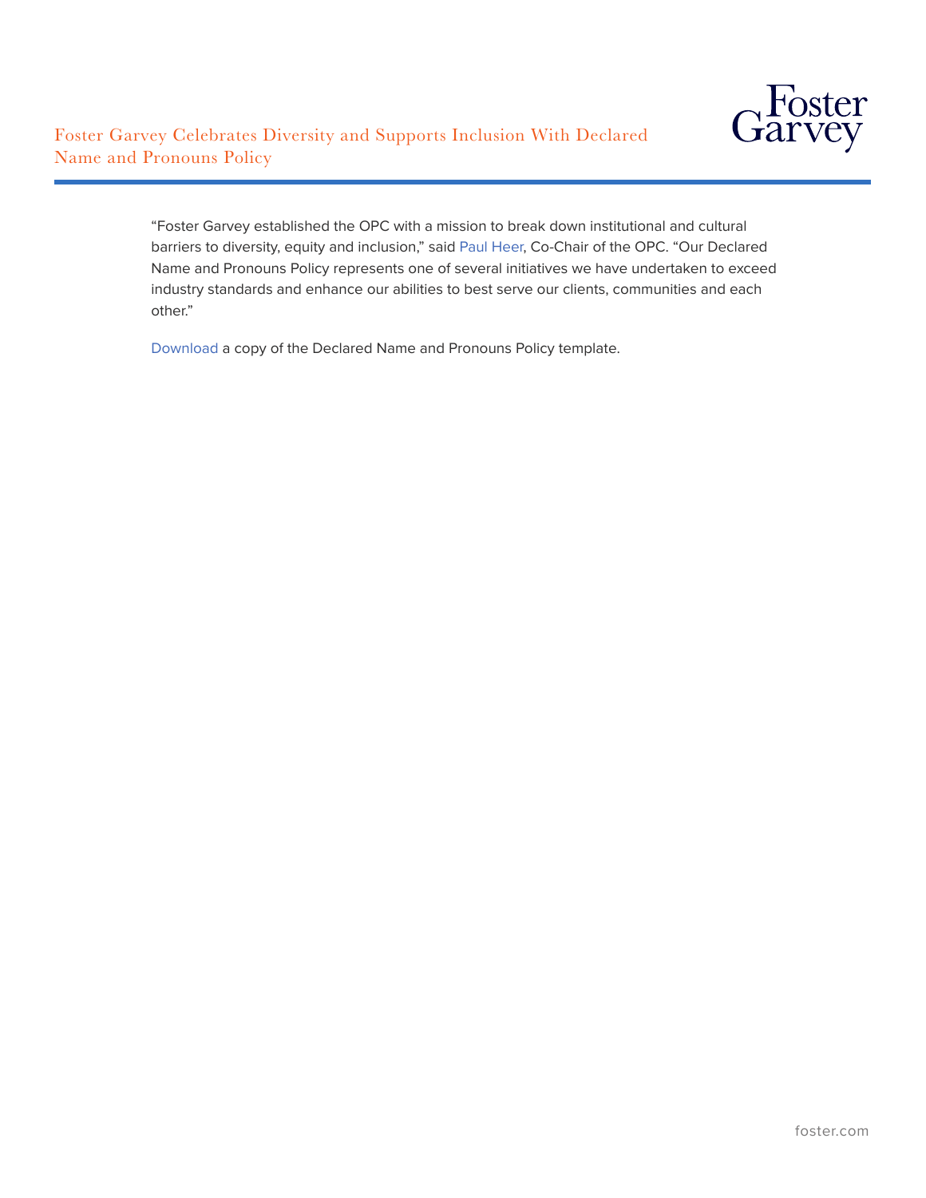"Foster Garvey established the OPC with a mission to break down institutional and cultural barriers to diversity, equity and inclusion," said Paul Heer, Co-Chair of the OPC. "Our Declared Name and Pronouns Policy represents one of several initiatives we have undertaken to exceed industry standards and enhance our abilities to best serve our clients, communities and each other."

Download a copy of the Declared Name and Pronouns Policy template.